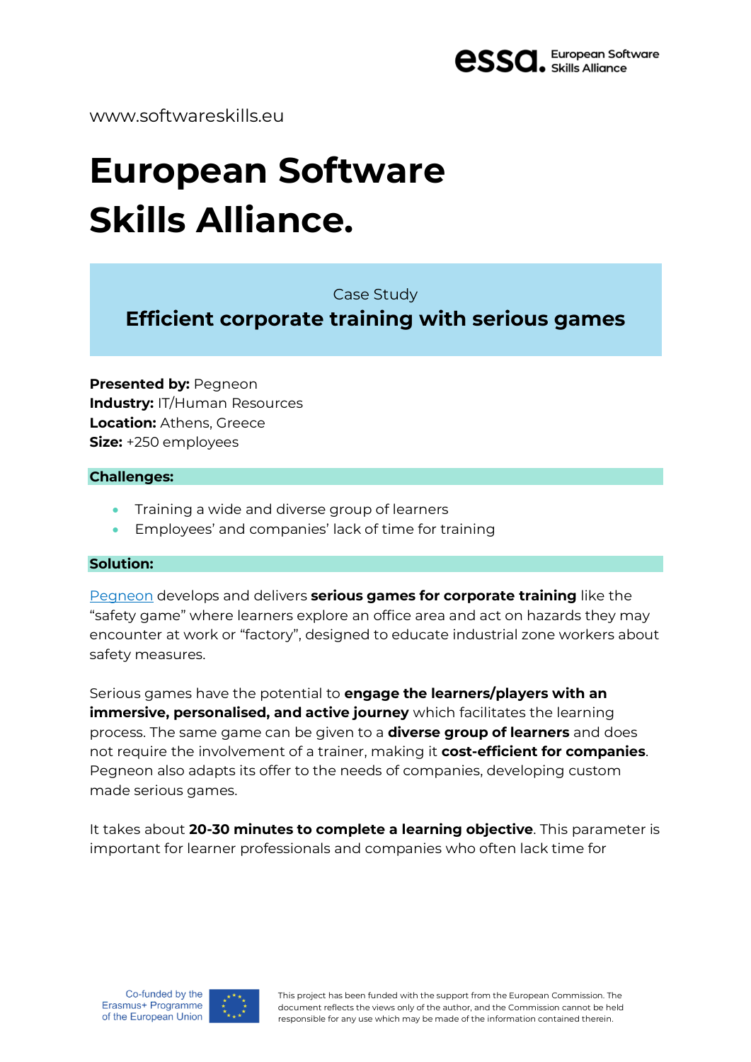www.softwareskills.eu

# European Software Skills Alliance.

Case Study

## Efficient corporate training with serious games

**Presented by:** Pegneon
**Industry:** IT/Human Resources
**Location:** Athens, Greece
**Size:** +250 employees

### Challenges:

- Training a wide and diverse group of learners
- Employees' and companies' lack of time for training

### Solution:

Pegneon develops and delivers **serious games for corporate training** like the "safety game" where learners explore an office area and act on hazards they may encounter at work or "factory", designed to educate industrial zone workers about safety measures.

Serious games have the potential to **engage the learners/players with an immersive, personalised, and active journey** which facilitates the learning process. The same game can be given to a **diverse group of learners** and does not require the involvement of a trainer, making it **cost-efficient for companies**. Pegneon also adapts its offer to the needs of companies, developing custom made serious games.

It takes about **20-30 minutes to complete a learning objective**. This parameter is important for learner professionals and companies who often lack time for

Co-funded by the Erasmus+ Programme of the European Union

This project has been funded with the support from the European Commission. The document reflects the views only of the author, and the Commission cannot be held responsible for any use which may be made of the information contained therein.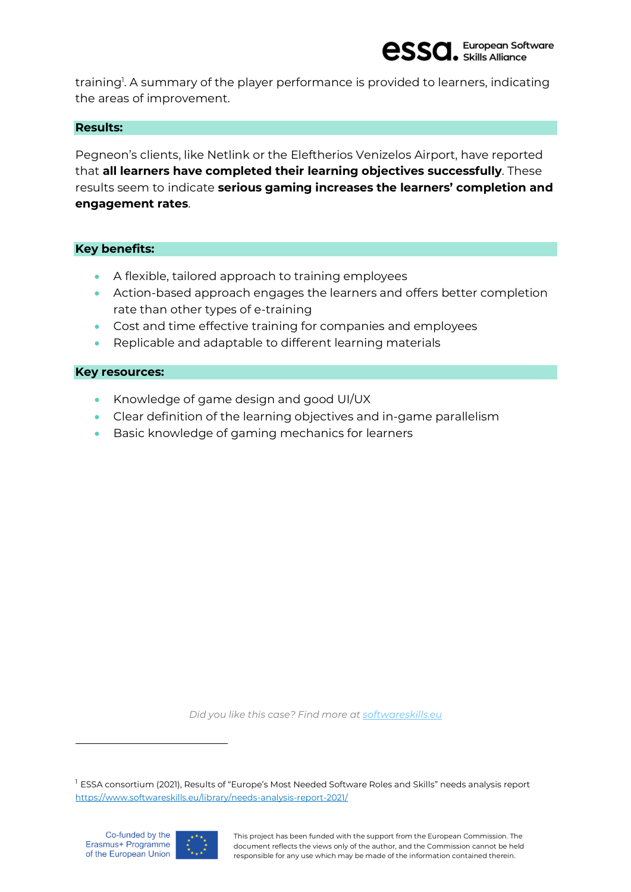training[1]. A summary of the player performance is provided to learners, indicating the areas of improvement.

## Results:

Pegneon's clients, like Netlink or the Eleftherios Venizelos Airport, have reported that **all learners have completed their learning objectives successfully**. These results seem to indicate **serious gaming increases the learners' completion and engagement rates**.

## Key benefits:

- A flexible, tailored approach to training employees
- Action-based approach engages the learners and offers better completion rate than other types of e-training
- Cost and time effective training for companies and employees
- Replicable and adaptable to different learning materials

## Key resources:

- Knowledge of game design and good UI/UX
- Clear definition of the learning objectives and in-game parallelism
- Basic knowledge of gaming mechanics for learners

*Did you like this case? Find more at [softwareskills.eu](softwareskills.eu)*

[1] ESSA consortium (2021), Results of "Europe's Most Needed Software Roles and Skills" needs analysis report https://www.softwareskills.eu/library/needs-analysis-report-2021/